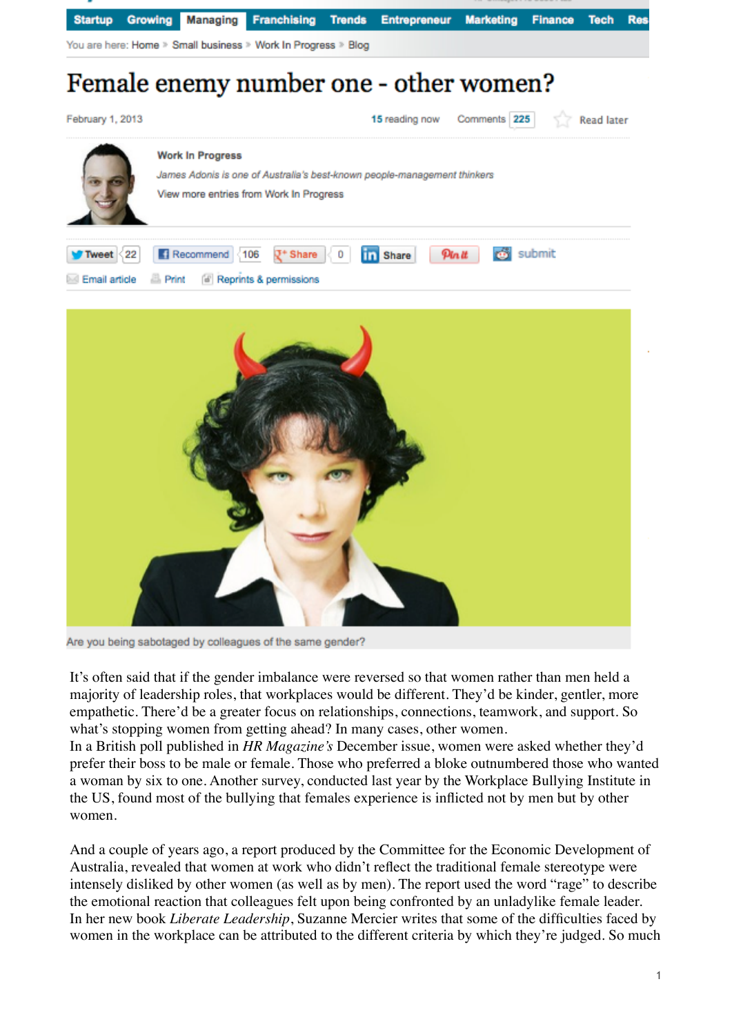Startup | Growing | Managing | Franchising | Trends | Entrepreneur | Marketing | Finance | Tech | Res

You are here: Home » Small business » Work In Progress » Blog

# Female enemy number one - other women?

February 1, 2013

15 reading now | Comments 225 | Read later

**Work In Progress**

*James Adonis is one of Australia's best-known people-management thinkers*

View more entries from Work In Progress

Tweet 22 | Recommend 106 | Share 0 | Share | Pin it | submit

Email article | Print | Reprints & permissions

Are you being sabotaged by colleagues of the same gender?

It's often said that if the gender imbalance were reversed so that women rather than men held a majority of leadership roles, that workplaces would be different. They'd be kinder, gentler, more empathetic. There'd be a greater focus on relationships, connections, teamwork, and support. So what's stopping women from getting ahead? In many cases, other women.

In a British poll published in *HR Magazine's* December issue, women were asked whether they'd prefer their boss to be male or female. Those who preferred a bloke outnumbered those who wanted a woman by six to one. Another survey, conducted last year by the Workplace Bullying Institute in the US, found most of the bullying that females experience is inflicted not by men but by other women.

And a couple of years ago, a report produced by the Committee for the Economic Development of Australia, revealed that women at work who didn't reflect the traditional female stereotype were intensely disliked by other women (as well as by men). The report used the word "rage" to describe the emotional reaction that colleagues felt upon being confronted by an unladylike female leader.

In her new book *Liberate Leadership*, Suzanne Mercier writes that some of the difficulties faced by women in the workplace can be attributed to the different criteria by which they're judged. So much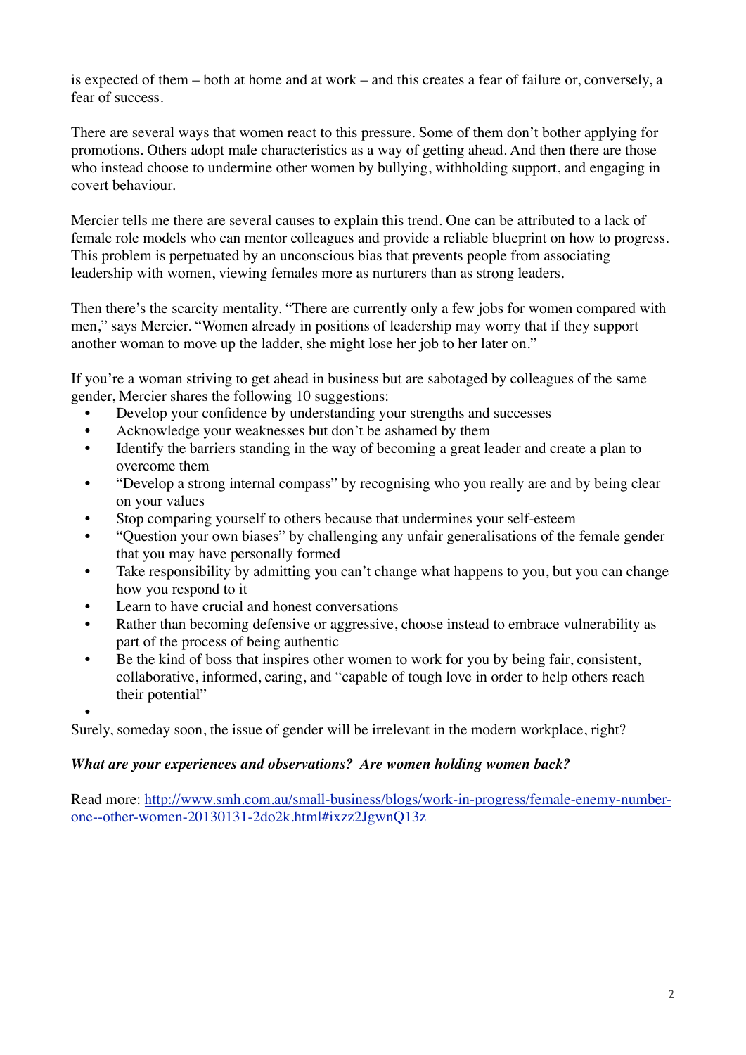is expected of them – both at home and at work – and this creates a fear of failure or, conversely, a fear of success.

There are several ways that women react to this pressure. Some of them don't bother applying for promotions. Others adopt male characteristics as a way of getting ahead. And then there are those who instead choose to undermine other women by bullying, withholding support, and engaging in covert behaviour.

Mercier tells me there are several causes to explain this trend. One can be attributed to a lack of female role models who can mentor colleagues and provide a reliable blueprint on how to progress. This problem is perpetuated by an unconscious bias that prevents people from associating leadership with women, viewing females more as nurturers than as strong leaders.

Then there's the scarcity mentality. "There are currently only a few jobs for women compared with men," says Mercier. "Women already in positions of leadership may worry that if they support another woman to move up the ladder, she might lose her job to her later on."

If you're a woman striving to get ahead in business but are sabotaged by colleagues of the same gender, Mercier shares the following 10 suggestions:

- Develop your confidence by understanding your strengths and successes
- Acknowledge your weaknesses but don't be ashamed by them
- Identify the barriers standing in the way of becoming a great leader and create a plan to overcome them
- "Develop a strong internal compass" by recognising who you really are and by being clear on your values
- Stop comparing yourself to others because that undermines your self-esteem
- "Question your own biases" by challenging any unfair generalisations of the female gender that you may have personally formed
- Take responsibility by admitting you can't change what happens to you, but you can change how you respond to it
- Learn to have crucial and honest conversations
- Rather than becoming defensive or aggressive, choose instead to embrace vulnerability as part of the process of being authentic
- Be the kind of boss that inspires other women to work for you by being fair, consistent, collaborative, informed, caring, and "capable of tough love in order to help others reach their potential"

Surely, someday soon, the issue of gender will be irrelevant in the modern workplace, right?

***What are your experiences and observations? Are women holding women back?***

Read more: [http://www.smh.com.au/small-business/blogs/work-in-progress/female-enemy-number-one--other-women-20130131-2do2k.html#ixzz2JgwnQ13z](http://www.smh.com.au/small-business/blogs/work-in-progress/female-enemy-number-one--other-women-20130131-2do2k.html#ixzz2JgwnQ13z)